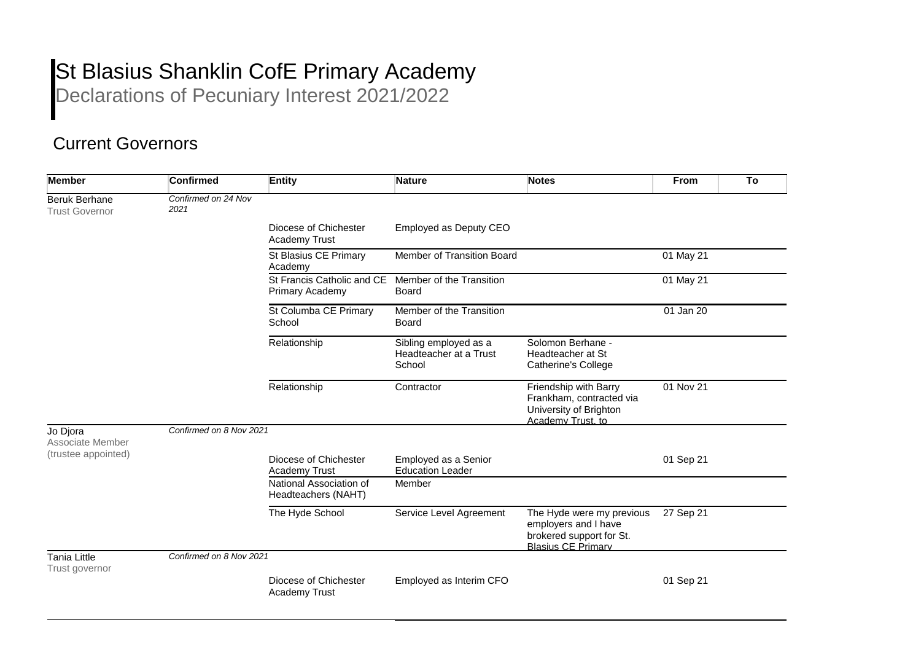# St Blasius Shanklin CofE Primary Academy

## Declarations of Pecuniary Interest 2021/2022

## Current Governors

| Member | Confirmed | Entity | Nature | Notes | From | To |
|---|---|---|---|---|---|---|
| Beruk Berhane<br>Trust Governor | *Confirmed on 24 Nov 2021* | | | | | |
| | | Diocese of Chichester Academy Trust | Employed as Deputy CEO | | | |
| | | St Blasius CE Primary Academy | Member of Transition Board | | 01 May 21 | |
| | | St Francis Catholic and CE Primary Academy | Member of the Transition Board | | 01 May 21 | |
| | | St Columba CE Primary School | Member of the Transition Board | | 01 Jan 20 | |
| | | Relationship | Sibling employed as a Headteacher at a Trust School | Solomon Berhane - Headteacher at St Catherine's College | | |
| | | Relationship | Contractor | Friendship with Barry Frankham, contracted via University of Brighton Academy Trust, to | 01 Nov 21 | |
| Jo Djora<br>Associate Member (trustee appointed) | *Confirmed on 8 Nov 2021* | | | | | |
| | | Diocese of Chichester Academy Trust | Employed as a Senior Education Leader | | 01 Sep 21 | |
| | | National Association of Headteachers (NAHT) | Member | | | |
| | | The Hyde School | Service Level Agreement | The Hyde were my previous employers and I have brokered support for St. Blasius CE Primary | 27 Sep 21 | |
| Tania Little<br>Trust governor | *Confirmed on 8 Nov 2021* | | | | | |
| | | Diocese of Chichester Academy Trust | Employed as Interim CFO | | 01 Sep 21 | |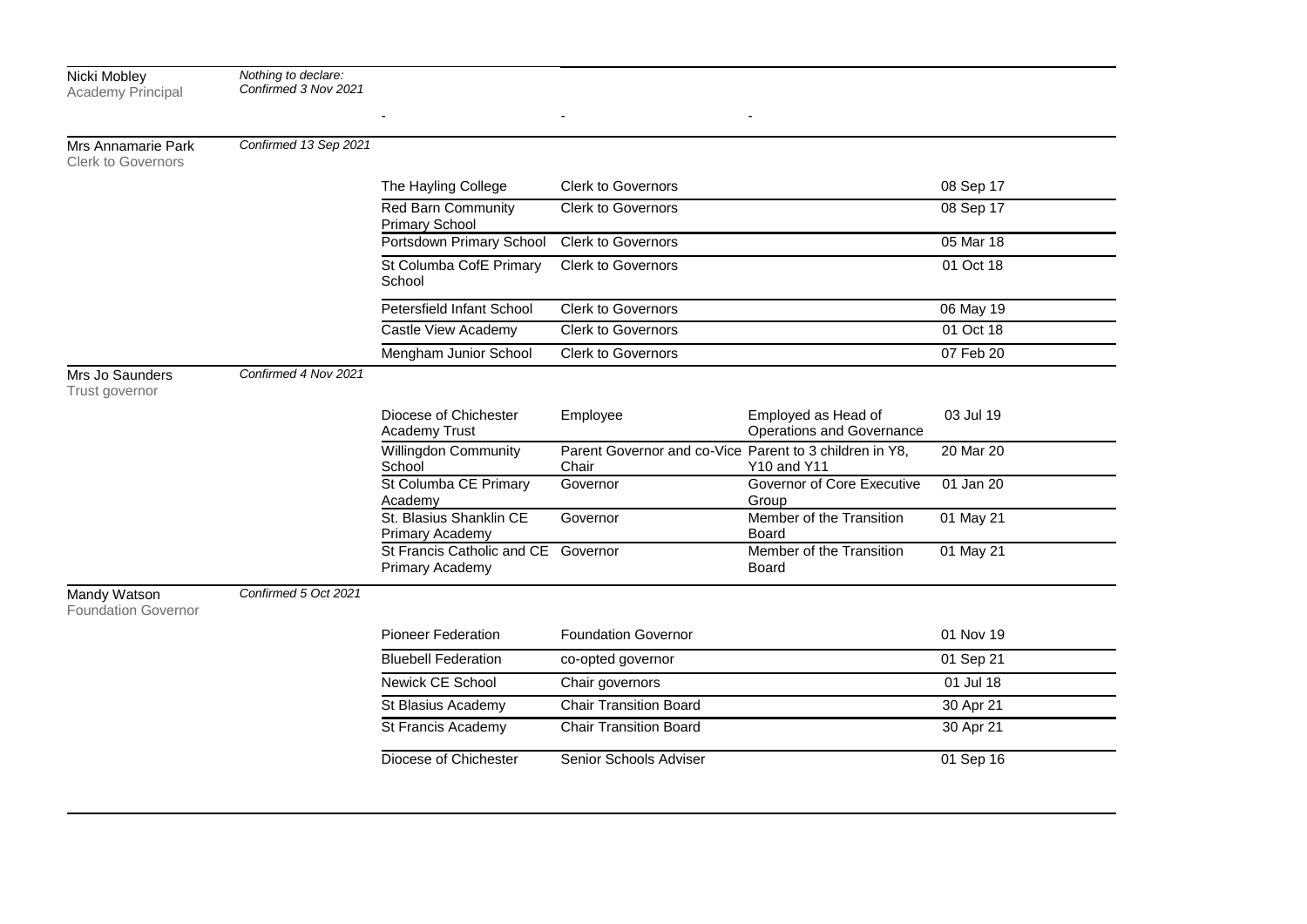| | | | | | |
|---|---|---|---|---|---|
| Nicki Mobley<br>Academy Principal | *Nothing to declare:*<br>*Confirmed 3 Nov 2021* | - | - | - | |
| Mrs Annamarie Park<br>Clerk to Governors | *Confirmed 13 Sep 2021* | | | | |
| | | The Hayling College | Clerk to Governors | | 08 Sep 17 |
| | | Red Barn Community Primary School | Clerk to Governors | | 08 Sep 17 |
| | | Portsdown Primary School | Clerk to Governors | | 05 Mar 18 |
| | | St Columba CofE Primary School | Clerk to Governors | | 01 Oct 18 |
| | | Petersfield Infant School | Clerk to Governors | | 06 May 19 |
| | | Castle View Academy | Clerk to Governors | | 01 Oct 18 |
| | | Mengham Junior School | Clerk to Governors | | 07 Feb 20 |
| Mrs Jo Saunders<br>Trust governor | *Confirmed 4 Nov 2021* | | | | |
| | | Diocese of Chichester Academy Trust | Employee | Employed as Head of Operations and Governance | 03 Jul 19 |
| | | Willingdon Community School | Parent Governor and co-Vice Chair | Parent to 3 children in Y8, Y10 and Y11 | 20 Mar 20 |
| | | St Columba CE Primary Academy | Governor | Governor of Core Executive Group | 01 Jan 20 |
| | | St. Blasius Shanklin CE Primary Academy | Governor | Member of the Transition Board | 01 May 21 |
| | | St Francis Catholic and CE Primary Academy | Governor | Member of the Transition Board | 01 May 21 |
| Mandy Watson<br>Foundation Governor | *Confirmed 5 Oct 2021* | | | | |
| | | Pioneer Federation | Foundation Governor | | 01 Nov 19 |
| | | Bluebell Federation | co-opted governor | | 01 Sep 21 |
| | | Newick CE School | Chair governors | | 01 Jul 18 |
| | | St Blasius Academy | Chair Transition Board | | 30 Apr 21 |
| | | St Francis Academy | Chair Transition Board | | 30 Apr 21 |
| | | Diocese of Chichester | Senior Schools Adviser | | 01 Sep 16 |